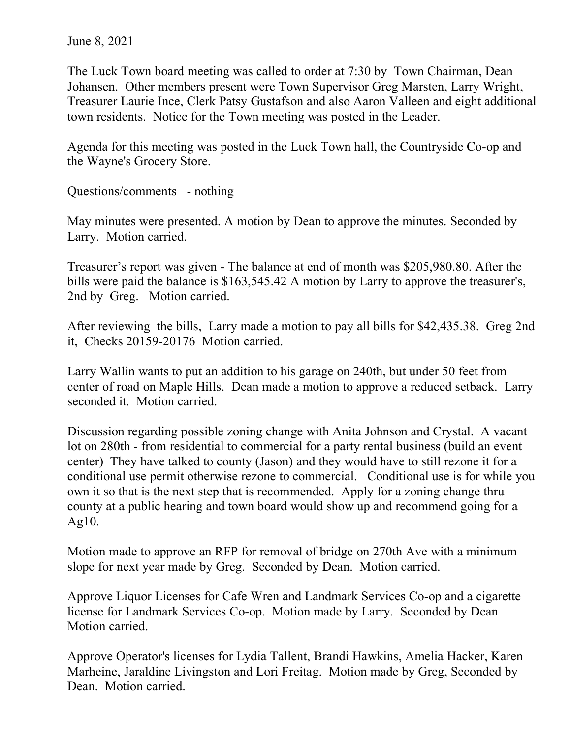June 8, 2021

The Luck Town board meeting was called to order at 7:30 by Town Chairman, Dean Johansen. Other members present were Town Supervisor Greg Marsten, Larry Wright, Treasurer Laurie Ince, Clerk Patsy Gustafson and also Aaron Valleen and eight additional town residents. Notice for the Town meeting was posted in the Leader.

Agenda for this meeting was posted in the Luck Town hall, the Countryside Co-op and the Wayne's Grocery Store.

Questions/comments - nothing

May minutes were presented. A motion by Dean to approve the minutes. Seconded by Larry. Motion carried.

Treasurer's report was given - The balance at end of month was $205,980.80. After the bills were paid the balance is $163,545.42 A motion by Larry to approve the treasurer's, 2nd by Greg. Motion carried.

After reviewing the bills, Larry made a motion to pay all bills for $42,435.38. Greg 2nd it, Checks 20159-20176 Motion carried.

Larry Wallin wants to put an addition to his garage on 240th, but under 50 feet from center of road on Maple Hills. Dean made a motion to approve a reduced setback. Larry seconded it. Motion carried.

Discussion regarding possible zoning change with Anita Johnson and Crystal. A vacant lot on 280th - from residential to commercial for a party rental business (build an event center) They have talked to county (Jason) and they would have to still rezone it for a conditional use permit otherwise rezone to commercial. Conditional use is for while you own it so that is the next step that is recommended. Apply for a zoning change thru county at a public hearing and town board would show up and recommend going for a Ag10.

Motion made to approve an RFP for removal of bridge on 270th Ave with a minimum slope for next year made by Greg. Seconded by Dean. Motion carried.

Approve Liquor Licenses for Cafe Wren and Landmark Services Co-op and a cigarette license for Landmark Services Co-op. Motion made by Larry. Seconded by Dean Motion carried.

Approve Operator's licenses for Lydia Tallent, Brandi Hawkins, Amelia Hacker, Karen Marheine, Jaraldine Livingston and Lori Freitag. Motion made by Greg, Seconded by Dean. Motion carried.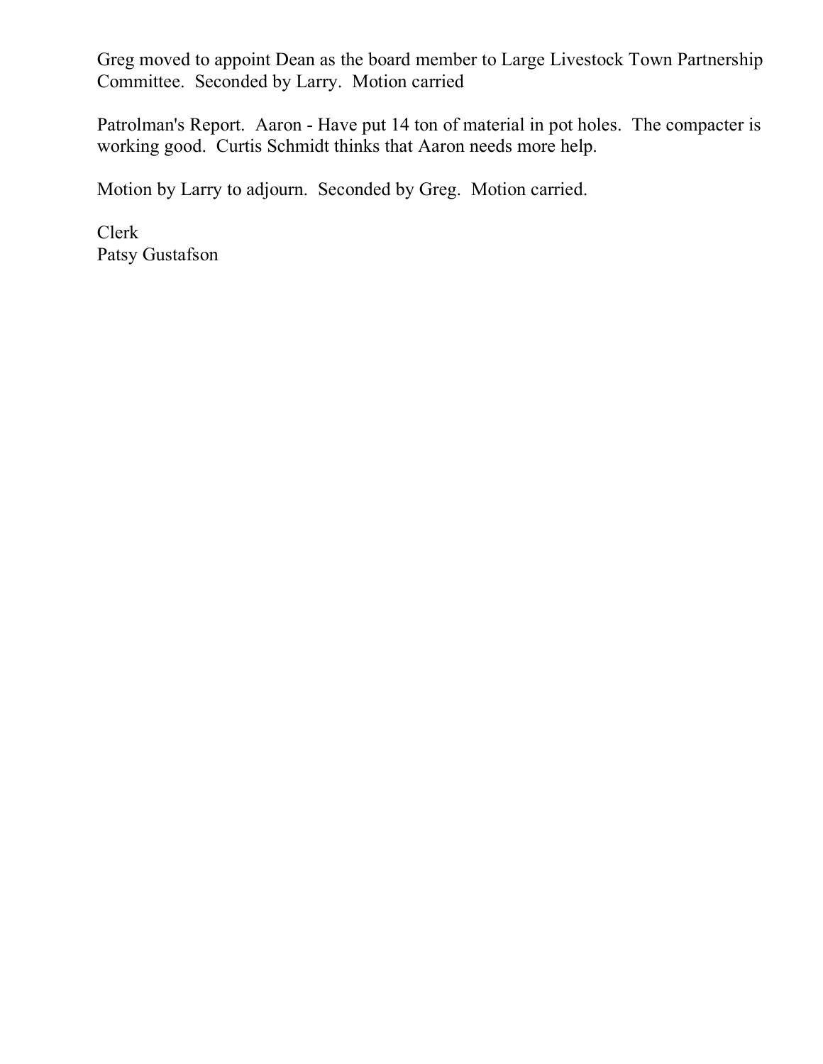Greg moved to appoint Dean as the board member to Large Livestock Town Partnership Committee. Seconded by Larry. Motion carried

Patrolman's Report. Aaron - Have put 14 ton of material in pot holes. The compacter is working good. Curtis Schmidt thinks that Aaron needs more help.

Motion by Larry to adjourn. Seconded by Greg. Motion carried.

Clerk
Patsy Gustafson